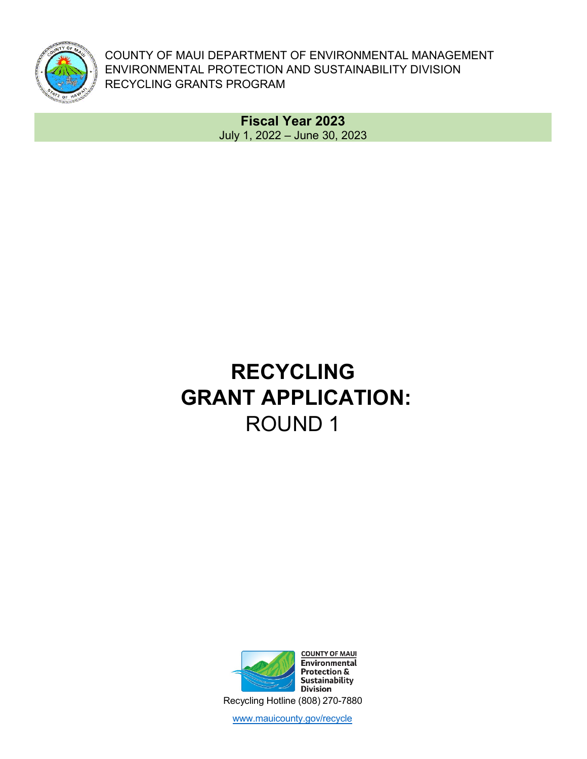COUNTY OF MAUI DEPARTMENT OF ENVIRONMENTAL MANAGEMENT
ENVIRONMENTAL PROTECTION AND SUSTAINABILITY DIVISION
RECYCLING GRANTS PROGRAM

**Fiscal Year 2023**
July 1, 2022 – June 30, 2023

# RECYCLING GRANT APPLICATION:
# ROUND 1

COUNTY OF MAUI
Environmental Protection & Sustainability Division

Recycling Hotline (808) 270-7880

www.mauicounty.gov/recycle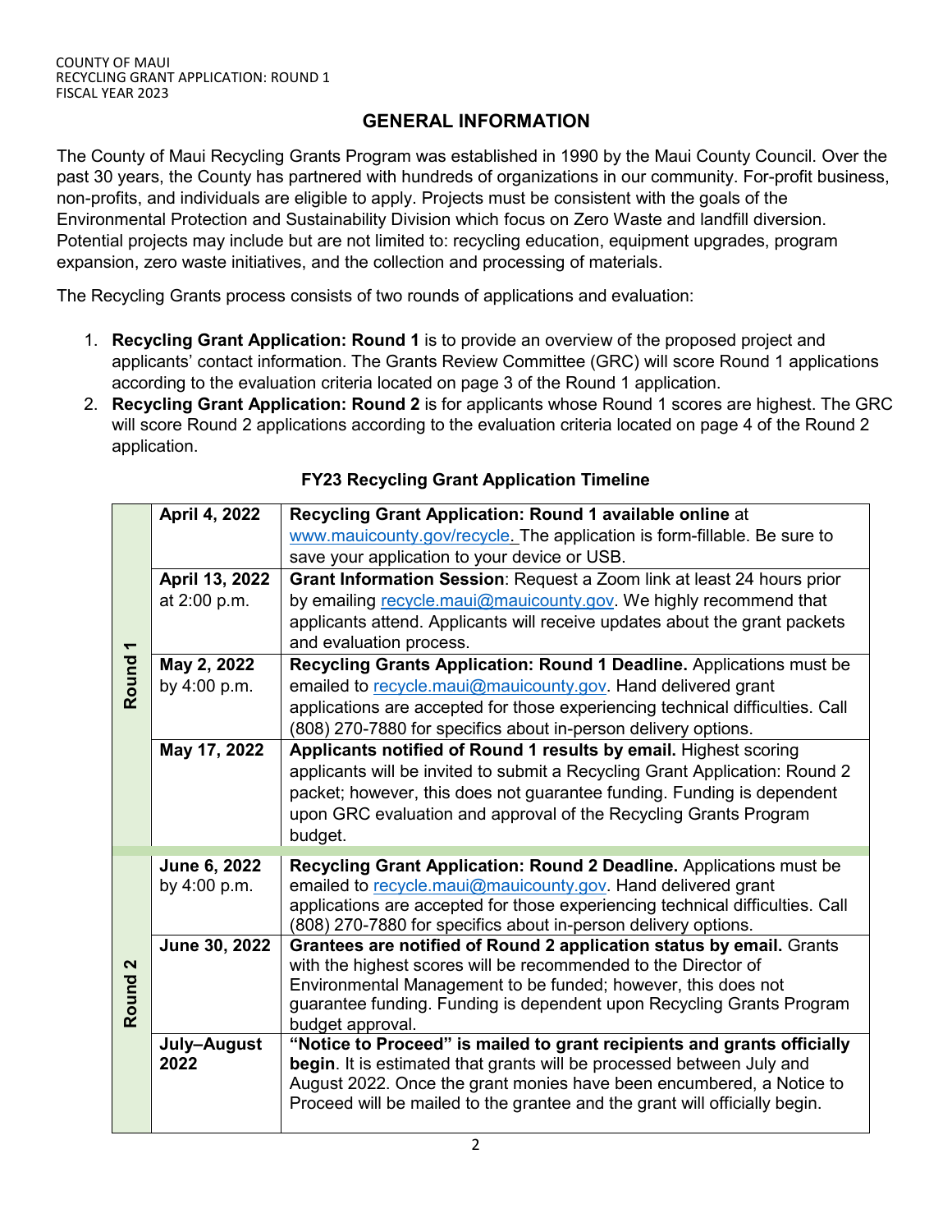## GENERAL INFORMATION

The County of Maui Recycling Grants Program was established in 1990 by the Maui County Council. Over the past 30 years, the County has partnered with hundreds of organizations in our community. For-profit business, non-profits, and individuals are eligible to apply. Projects must be consistent with the goals of the Environmental Protection and Sustainability Division which focus on Zero Waste and landfill diversion. Potential projects may include but are not limited to: recycling education, equipment upgrades, program expansion, zero waste initiatives, and the collection and processing of materials.

The Recycling Grants process consists of two rounds of applications and evaluation:

1. **Recycling Grant Application: Round 1** is to provide an overview of the proposed project and applicants' contact information. The Grants Review Committee (GRC) will score Round 1 applications according to the evaluation criteria located on page 3 of the Round 1 application.
2. **Recycling Grant Application: Round 2** is for applicants whose Round 1 scores are highest. The GRC will score Round 2 applications according to the evaluation criteria located on page 4 of the Round 2 application.

**FY23 Recycling Grant Application Timeline**

| | | |
|---|---|---|
| **Round 1** | **April 4, 2022** | **Recycling Grant Application: Round 1 available online** at www.mauicounty.gov/recycle. The application is form-fillable. Be sure to save your application to your device or USB. |
| | **April 13, 2022** at 2:00 p.m. | **Grant Information Session**: Request a Zoom link at least 24 hours prior by emailing recycle.maui@mauicounty.gov. We highly recommend that applicants attend. Applicants will receive updates about the grant packets and evaluation process. |
| | **May 2, 2022** by 4:00 p.m. | **Recycling Grants Application: Round 1 Deadline.** Applications must be emailed to recycle.maui@mauicounty.gov. Hand delivered grant applications are accepted for those experiencing technical difficulties. Call (808) 270-7880 for specifics about in-person delivery options. |
| | **May 17, 2022** | **Applicants notified of Round 1 results by email.** Highest scoring applicants will be invited to submit a Recycling Grant Application: Round 2 packet; however, this does not guarantee funding. Funding is dependent upon GRC evaluation and approval of the Recycling Grants Program budget. |
| **Round 2** | **June 6, 2022** by 4:00 p.m. | **Recycling Grant Application: Round 2 Deadline.** Applications must be emailed to recycle.maui@mauicounty.gov. Hand delivered grant applications are accepted for those experiencing technical difficulties. Call (808) 270-7880 for specifics about in-person delivery options. |
| | **June 30, 2022** | **Grantees are notified of Round 2 application status by email.** Grants with the highest scores will be recommended to the Director of Environmental Management to be funded; however, this does not guarantee funding. Funding is dependent upon Recycling Grants Program budget approval. |
| | **July–August 2022** | **"Notice to Proceed" is mailed to grant recipients and grants officially begin**. It is estimated that grants will be processed between July and August 2022. Once the grant monies have been encumbered, a Notice to Proceed will be mailed to the grantee and the grant will officially begin. |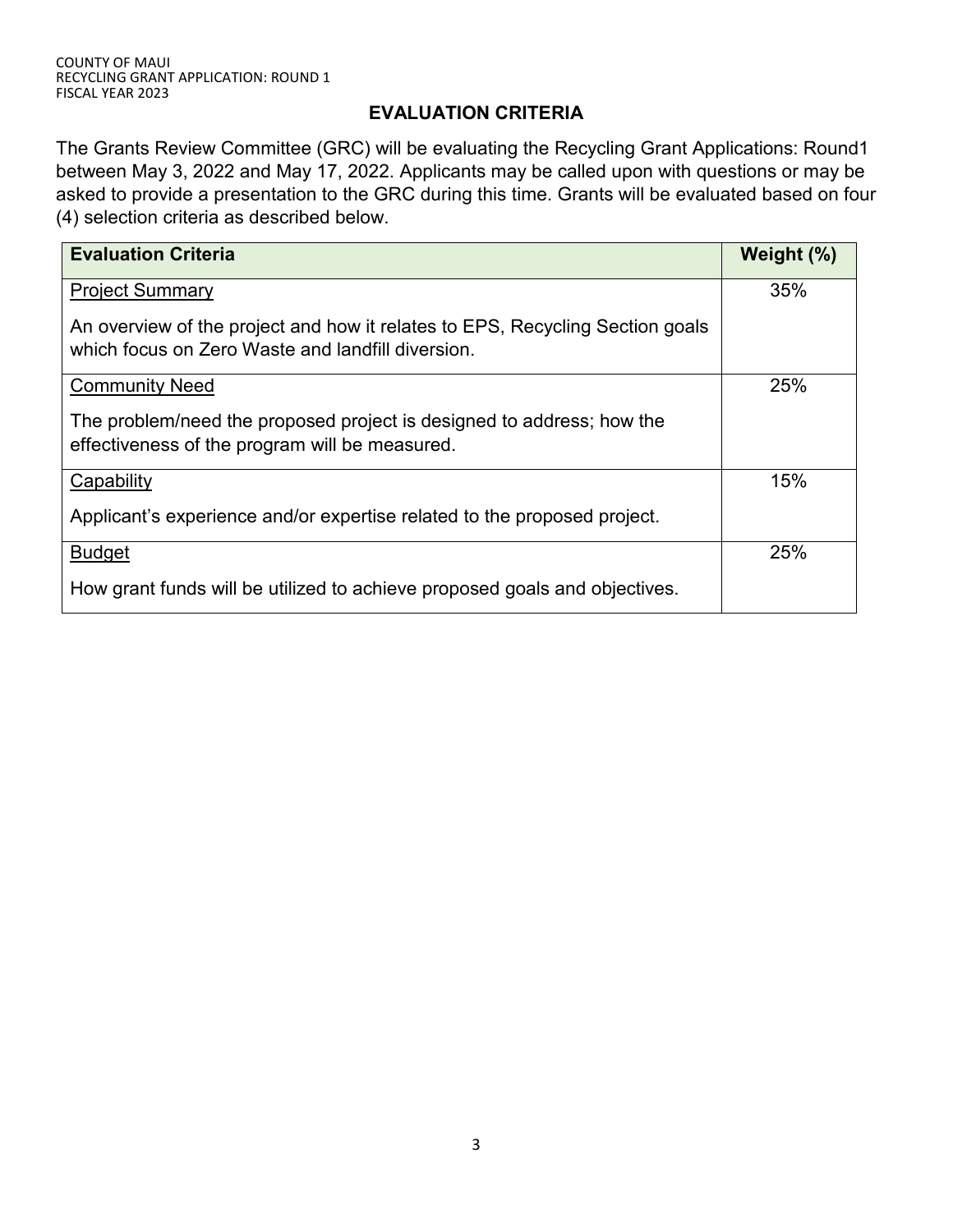## EVALUATION CRITERIA

The Grants Review Committee (GRC) will be evaluating the Recycling Grant Applications: Round1 between May 3, 2022 and May 17, 2022. Applicants may be called upon with questions or may be asked to provide a presentation to the GRC during this time. Grants will be evaluated based on four (4) selection criteria as described below.

| Evaluation Criteria | Weight (%) |
| --- | --- |
| Project Summary<br><br>An overview of the project and how it relates to EPS, Recycling Section goals which focus on Zero Waste and landfill diversion. | 35% |
| Community Need<br><br>The problem/need the proposed project is designed to address; how the effectiveness of the program will be measured. | 25% |
| Capability<br><br>Applicant's experience and/or expertise related to the proposed project. | 15% |
| Budget<br><br>How grant funds will be utilized to achieve proposed goals and objectives. | 25% |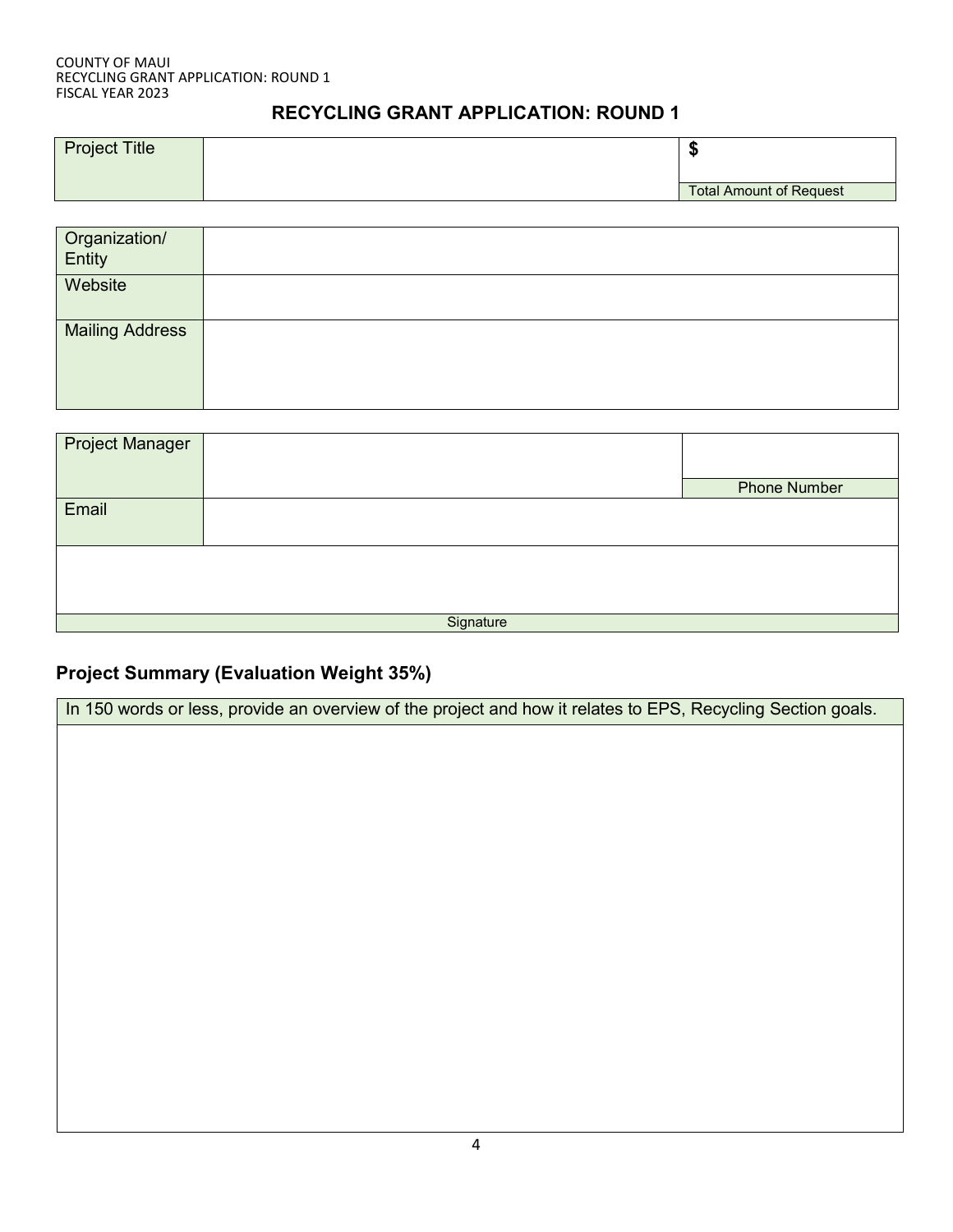# RECYCLING GRANT APPLICATION: ROUND 1

| Project Title | | $ |
|---|---|---|
| | | Total Amount of Request |

| Organization/ Entity | |
|---|---|
| Website | |
| Mailing Address | |

| Project Manager | | |
|---|---|---|
| | | Phone Number |
| Email | | |
| | | |
| Signature | | |

## Project Summary (Evaluation Weight 35%)

| In 150 words or less, provide an overview of the project and how it relates to EPS, Recycling Section goals. |
|---|
| |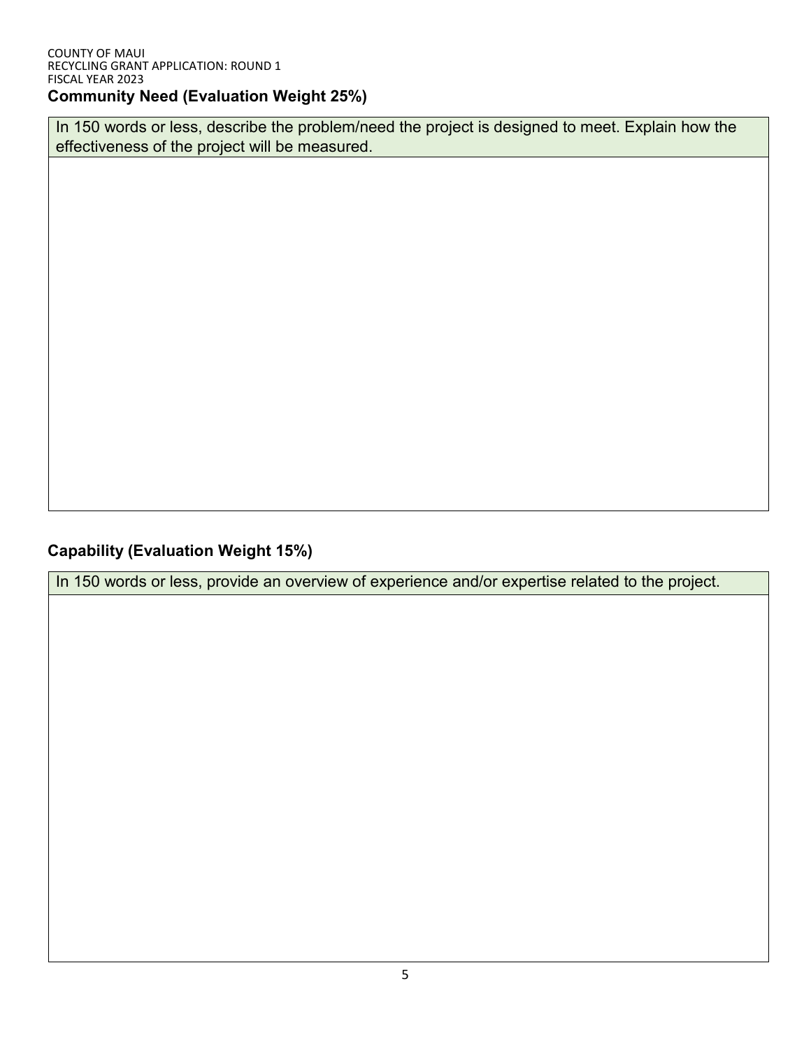## Community Need (Evaluation Weight 25%)

| In 150 words or less, describe the problem/need the project is designed to meet. Explain how the effectiveness of the project will be measured. |
| --- |
| |

## Capability (Evaluation Weight 15%)

| In 150 words or less, provide an overview of experience and/or expertise related to the project. |
| --- |
| |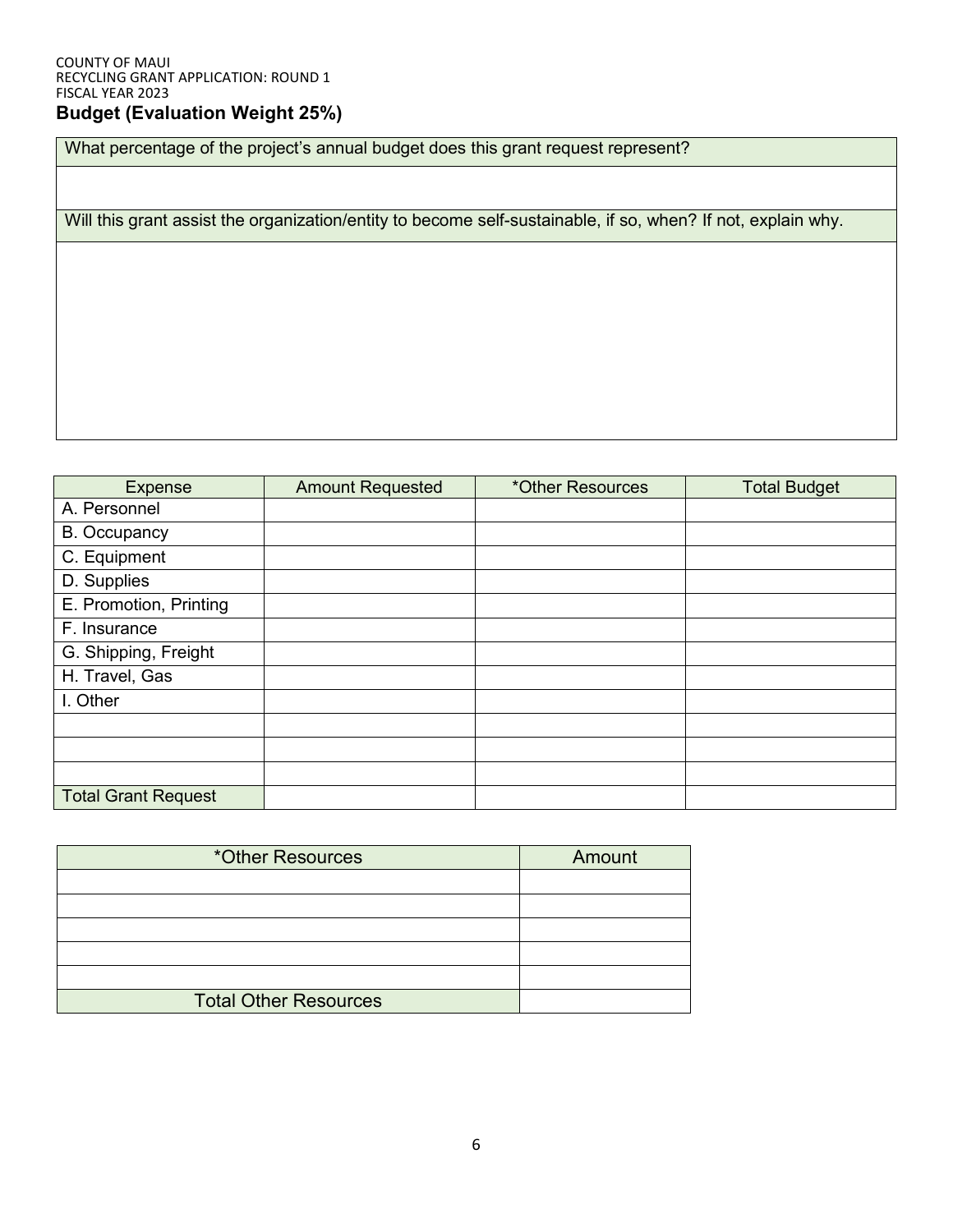COUNTY OF MAUI
RECYCLING GRANT APPLICATION: ROUND 1
FISCAL YEAR 2023

## Budget (Evaluation Weight 25%)

| What percentage of the project's annual budget does this grant request represent? |
|---|
| |
| **Will this grant assist the organization/entity to become self-sustainable, if so, when? If not, explain why.** |
| |

| Expense | Amount Requested | *Other Resources | Total Budget |
|---|---|---|---|
| A. Personnel | | | |
| B. Occupancy | | | |
| C. Equipment | | | |
| D. Supplies | | | |
| E. Promotion, Printing | | | |
| F. Insurance | | | |
| G. Shipping, Freight | | | |
| H. Travel, Gas | | | |
| I. Other | | | |
| | | | |
| | | | |
| | | | |
| Total Grant Request | | | |

| *Other Resources | Amount |
|---|---|
| | |
| | |
| | |
| | |
| | |
| Total Other Resources | |